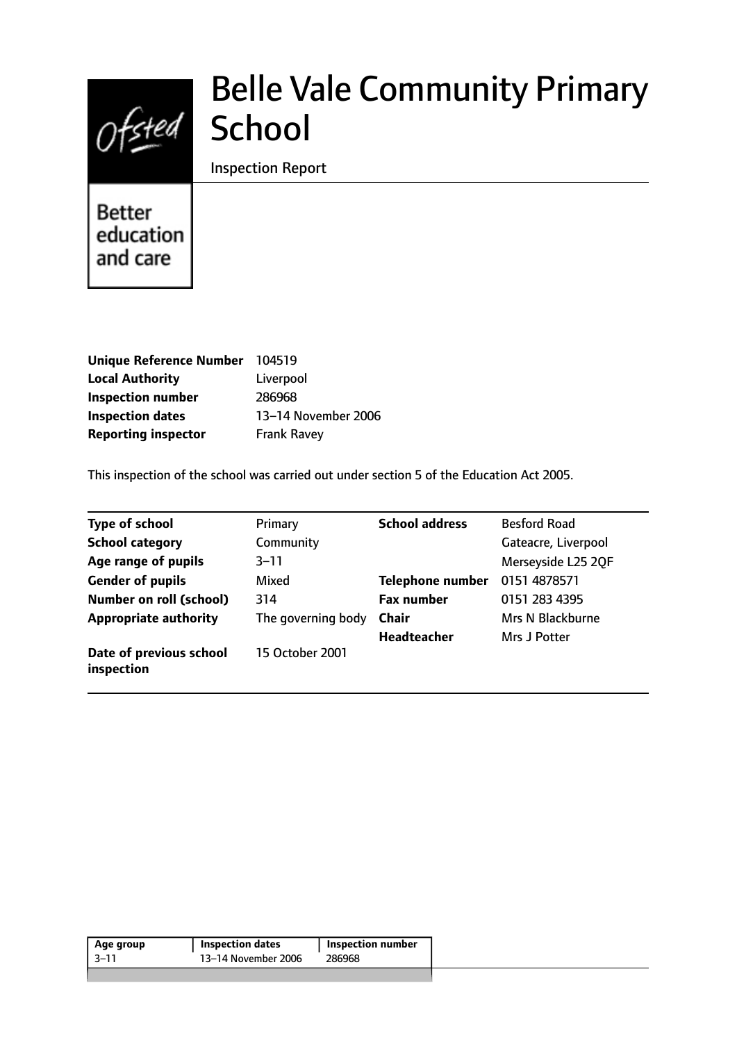# Belle Vale Community Primary School

Inspection Report

Better education and care

| | |
|---|---|
| **Unique Reference Number** | 104519 |
| **Local Authority** | Liverpool |
| **Inspection number** | 286968 |
| **Inspection dates** | 13–14 November 2006 |
| **Reporting inspector** | Frank Ravey |

This inspection of the school was carried out under section 5 of the Education Act 2005.

| | | | |
|---|---|---|---|
| **Type of school** | Primary | **School address** | Besford Road |
| **School category** | Community | | Gateacre, Liverpool |
| **Age range of pupils** | 3–11 | | Merseyside L25 2QF |
| **Gender of pupils** | Mixed | **Telephone number** | 0151 4878571 |
| **Number on roll (school)** | 314 | **Fax number** | 0151 283 4395 |
| **Appropriate authority** | The governing body | **Chair** | Mrs N Blackburne |
| | | **Headteacher** | Mrs J Potter |
| **Date of previous school inspection** | 15 October 2001 | | |

| Age group | Inspection dates | Inspection number |
|---|---|---|
| 3–11 | 13–14 November 2006 | 286968 |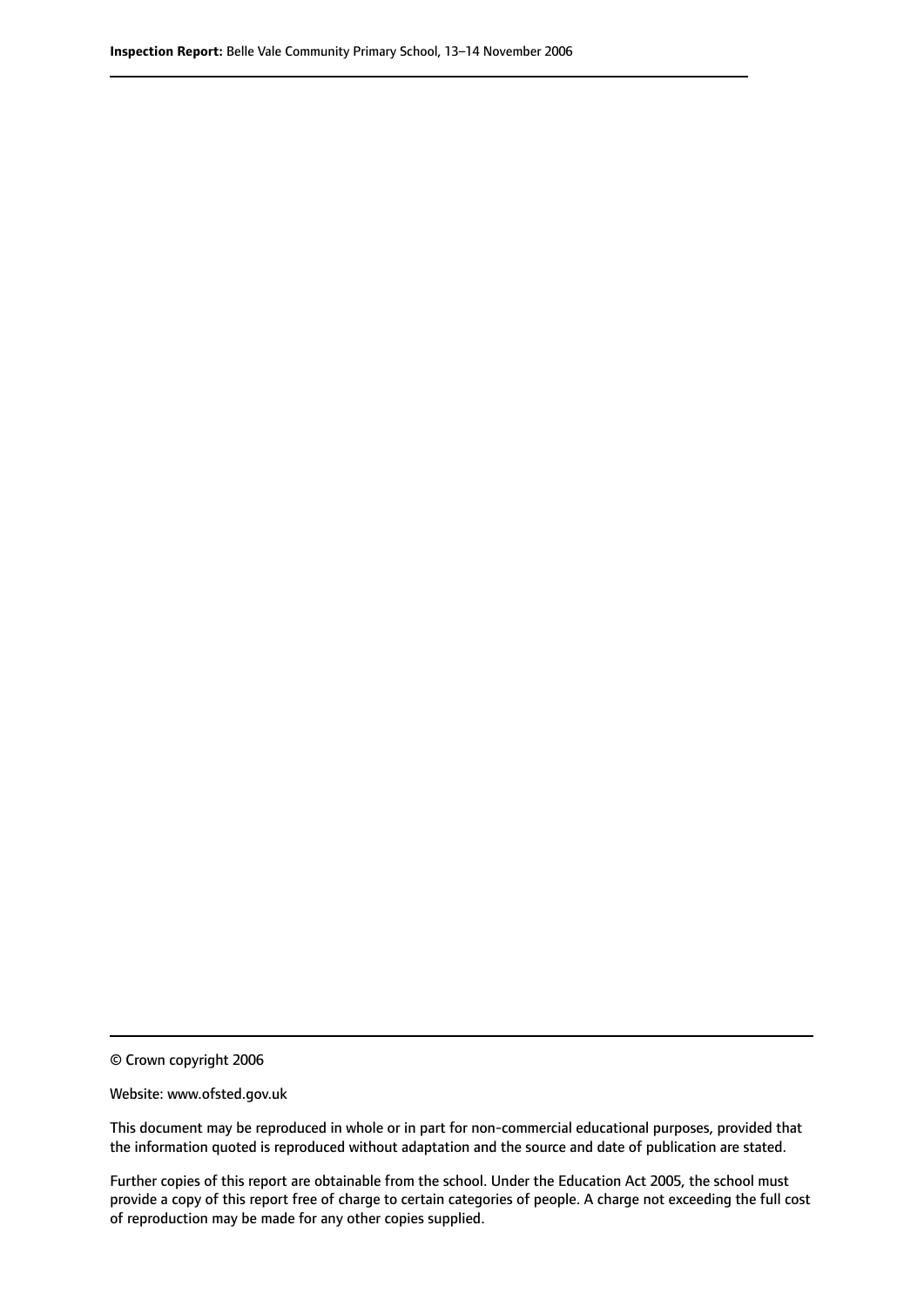© Crown copyright 2006

Website: www.ofsted.gov.uk

This document may be reproduced in whole or in part for non-commercial educational purposes, provided that the information quoted is reproduced without adaptation and the source and date of publication are stated.

Further copies of this report are obtainable from the school. Under the Education Act 2005, the school must provide a copy of this report free of charge to certain categories of people. A charge not exceeding the full cost of reproduction may be made for any other copies supplied.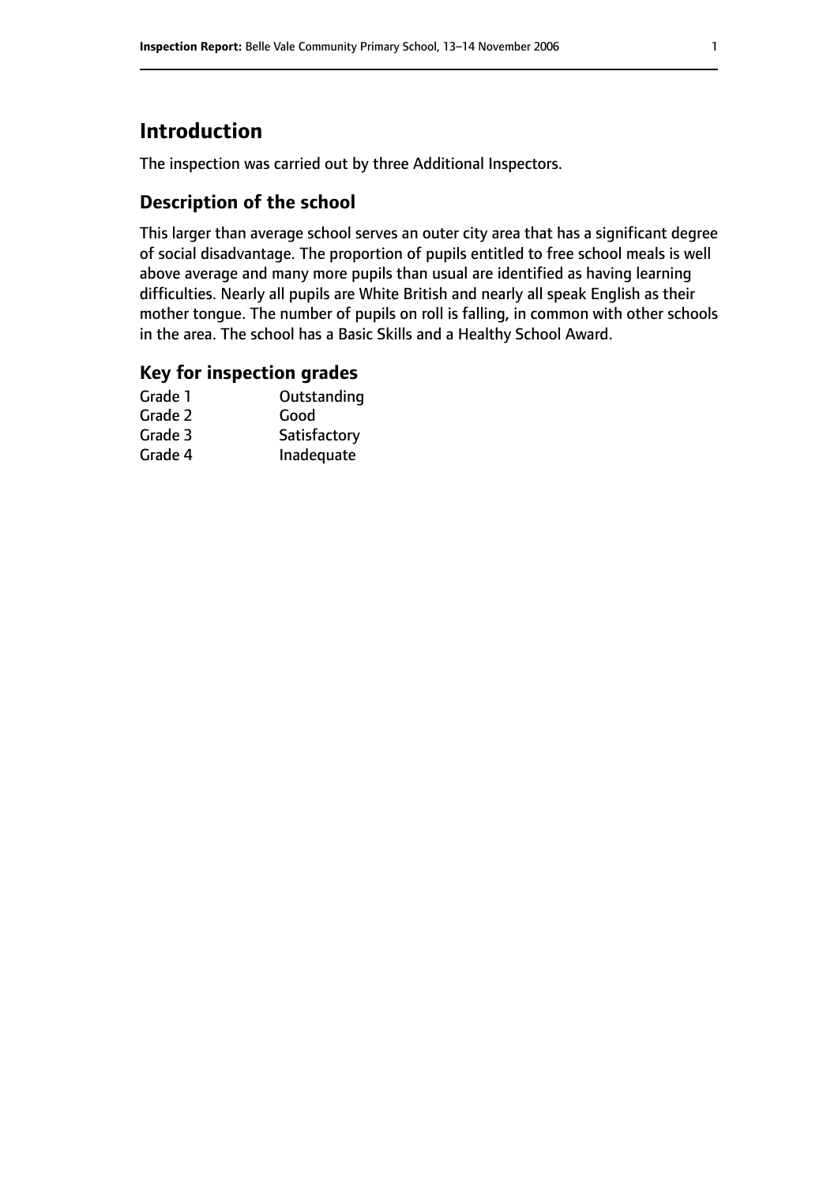# Introduction

The inspection was carried out by three Additional Inspectors.

## Description of the school

This larger than average school serves an outer city area that has a significant degree of social disadvantage. The proportion of pupils entitled to free school meals is well above average and many more pupils than usual are identified as having learning difficulties. Nearly all pupils are White British and nearly all speak English as their mother tongue. The number of pupils on roll is falling, in common with other schools in the area. The school has a Basic Skills and a Healthy School Award.

## Key for inspection grades

| | |
|---|---|
| Grade 1 | Outstanding |
| Grade 2 | Good |
| Grade 3 | Satisfactory |
| Grade 4 | Inadequate |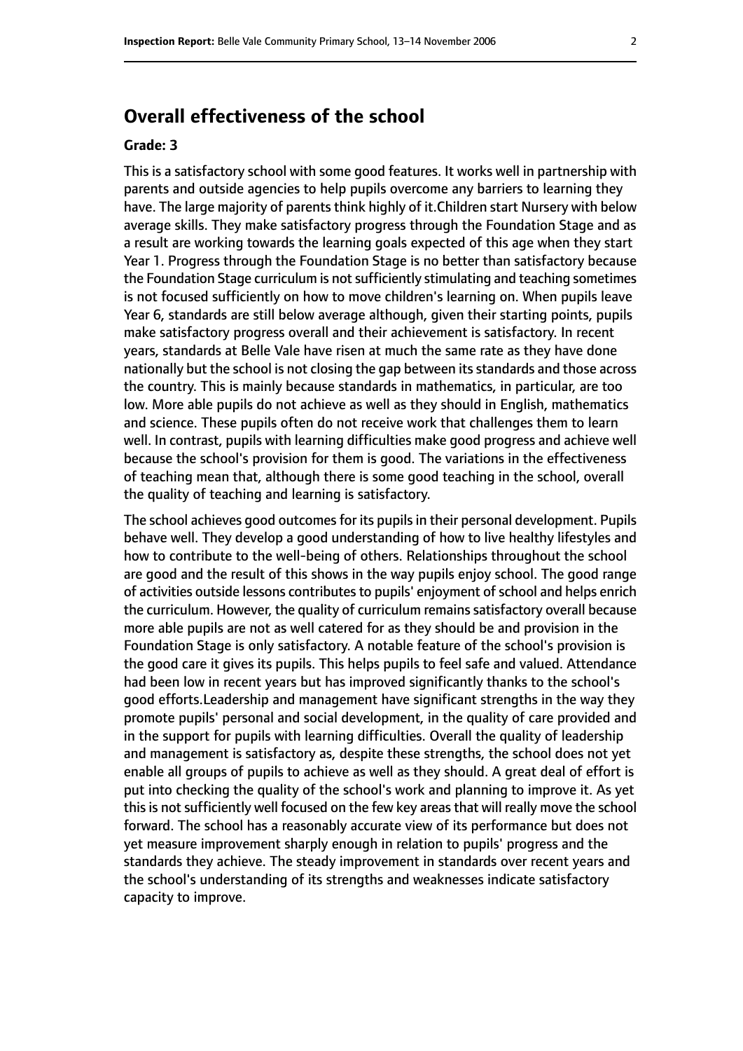## Overall effectiveness of the school

**Grade: 3**

This is a satisfactory school with some good features. It works well in partnership with parents and outside agencies to help pupils overcome any barriers to learning they have. The large majority of parents think highly of it.Children start Nursery with below average skills. They make satisfactory progress through the Foundation Stage and as a result are working towards the learning goals expected of this age when they start Year 1. Progress through the Foundation Stage is no better than satisfactory because the Foundation Stage curriculum is not sufficiently stimulating and teaching sometimes is not focused sufficiently on how to move children's learning on. When pupils leave Year 6, standards are still below average although, given their starting points, pupils make satisfactory progress overall and their achievement is satisfactory. In recent years, standards at Belle Vale have risen at much the same rate as they have done nationally but the school is not closing the gap between its standards and those across the country. This is mainly because standards in mathematics, in particular, are too low. More able pupils do not achieve as well as they should in English, mathematics and science. These pupils often do not receive work that challenges them to learn well. In contrast, pupils with learning difficulties make good progress and achieve well because the school's provision for them is good. The variations in the effectiveness of teaching mean that, although there is some good teaching in the school, overall the quality of teaching and learning is satisfactory.

The school achieves good outcomes for its pupils in their personal development. Pupils behave well. They develop a good understanding of how to live healthy lifestyles and how to contribute to the well-being of others. Relationships throughout the school are good and the result of this shows in the way pupils enjoy school. The good range of activities outside lessons contributes to pupils' enjoyment of school and helps enrich the curriculum. However, the quality of curriculum remains satisfactory overall because more able pupils are not as well catered for as they should be and provision in the Foundation Stage is only satisfactory. A notable feature of the school's provision is the good care it gives its pupils. This helps pupils to feel safe and valued. Attendance had been low in recent years but has improved significantly thanks to the school's good efforts.Leadership and management have significant strengths in the way they promote pupils' personal and social development, in the quality of care provided and in the support for pupils with learning difficulties. Overall the quality of leadership and management is satisfactory as, despite these strengths, the school does not yet enable all groups of pupils to achieve as well as they should. A great deal of effort is put into checking the quality of the school's work and planning to improve it. As yet this is not sufficiently well focused on the few key areas that will really move the school forward. The school has a reasonably accurate view of its performance but does not yet measure improvement sharply enough in relation to pupils' progress and the standards they achieve. The steady improvement in standards over recent years and the school's understanding of its strengths and weaknesses indicate satisfactory capacity to improve.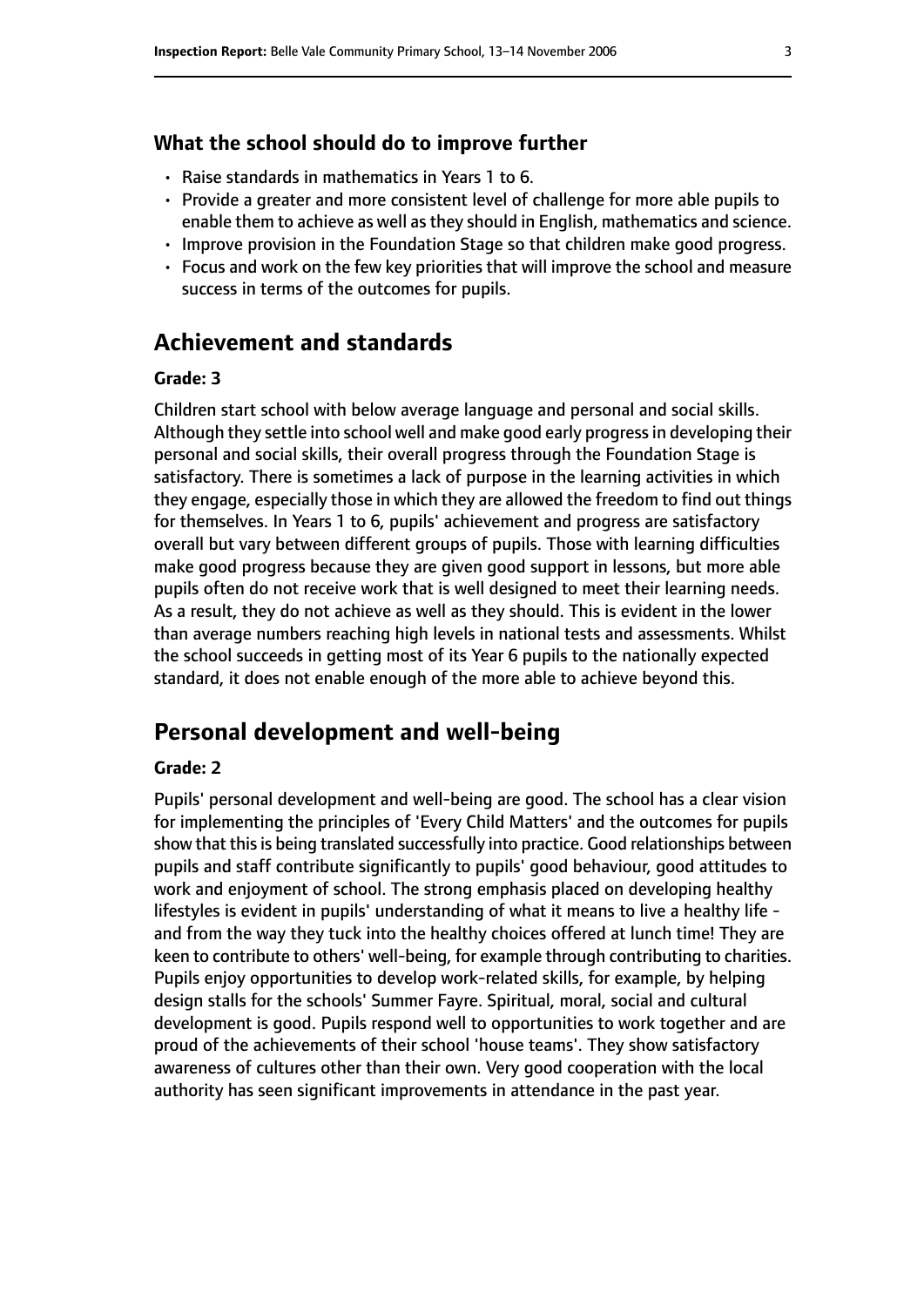### What the school should do to improve further

- Raise standards in mathematics in Years 1 to 6.
- Provide a greater and more consistent level of challenge for more able pupils to enable them to achieve as well as they should in English, mathematics and science.
- Improve provision in the Foundation Stage so that children make good progress.
- Focus and work on the few key priorities that will improve the school and measure success in terms of the outcomes for pupils.

## Achievement and standards

#### Grade: 3

Children start school with below average language and personal and social skills. Although they settle into school well and make good early progress in developing their personal and social skills, their overall progress through the Foundation Stage is satisfactory. There is sometimes a lack of purpose in the learning activities in which they engage, especially those in which they are allowed the freedom to find out things for themselves. In Years 1 to 6, pupils' achievement and progress are satisfactory overall but vary between different groups of pupils. Those with learning difficulties make good progress because they are given good support in lessons, but more able pupils often do not receive work that is well designed to meet their learning needs. As a result, they do not achieve as well as they should. This is evident in the lower than average numbers reaching high levels in national tests and assessments. Whilst the school succeeds in getting most of its Year 6 pupils to the nationally expected standard, it does not enable enough of the more able to achieve beyond this.

## Personal development and well-being

#### Grade: 2

Pupils' personal development and well-being are good. The school has a clear vision for implementing the principles of 'Every Child Matters' and the outcomes for pupils show that this is being translated successfully into practice. Good relationships between pupils and staff contribute significantly to pupils' good behaviour, good attitudes to work and enjoyment of school. The strong emphasis placed on developing healthy lifestyles is evident in pupils' understanding of what it means to live a healthy life - and from the way they tuck into the healthy choices offered at lunch time! They are keen to contribute to others' well-being, for example through contributing to charities. Pupils enjoy opportunities to develop work-related skills, for example, by helping design stalls for the schools' Summer Fayre. Spiritual, moral, social and cultural development is good. Pupils respond well to opportunities to work together and are proud of the achievements of their school 'house teams'. They show satisfactory awareness of cultures other than their own. Very good cooperation with the local authority has seen significant improvements in attendance in the past year.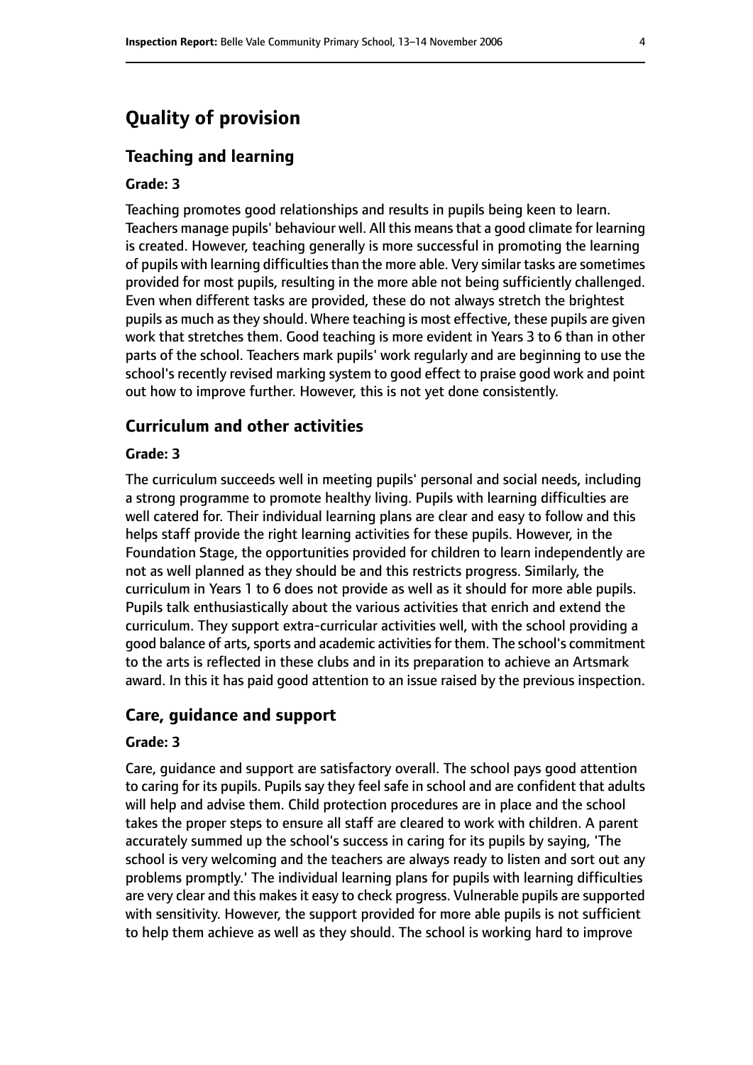# Quality of provision

## Teaching and learning

### Grade: 3

Teaching promotes good relationships and results in pupils being keen to learn. Teachers manage pupils' behaviour well. All this means that a good climate for learning is created. However, teaching generally is more successful in promoting the learning of pupils with learning difficulties than the more able. Very similar tasks are sometimes provided for most pupils, resulting in the more able not being sufficiently challenged. Even when different tasks are provided, these do not always stretch the brightest pupils as much as they should. Where teaching is most effective, these pupils are given work that stretches them. Good teaching is more evident in Years 3 to 6 than in other parts of the school. Teachers mark pupils' work regularly and are beginning to use the school's recently revised marking system to good effect to praise good work and point out how to improve further. However, this is not yet done consistently.

## Curriculum and other activities

### Grade: 3

The curriculum succeeds well in meeting pupils' personal and social needs, including a strong programme to promote healthy living. Pupils with learning difficulties are well catered for. Their individual learning plans are clear and easy to follow and this helps staff provide the right learning activities for these pupils. However, in the Foundation Stage, the opportunities provided for children to learn independently are not as well planned as they should be and this restricts progress. Similarly, the curriculum in Years 1 to 6 does not provide as well as it should for more able pupils. Pupils talk enthusiastically about the various activities that enrich and extend the curriculum. They support extra-curricular activities well, with the school providing a good balance of arts, sports and academic activities for them. The school's commitment to the arts is reflected in these clubs and in its preparation to achieve an Artsmark award. In this it has paid good attention to an issue raised by the previous inspection.

## Care, guidance and support

### Grade: 3

Care, guidance and support are satisfactory overall. The school pays good attention to caring for its pupils. Pupils say they feel safe in school and are confident that adults will help and advise them. Child protection procedures are in place and the school takes the proper steps to ensure all staff are cleared to work with children. A parent accurately summed up the school's success in caring for its pupils by saying, 'The school is very welcoming and the teachers are always ready to listen and sort out any problems promptly.' The individual learning plans for pupils with learning difficulties are very clear and this makes it easy to check progress. Vulnerable pupils are supported with sensitivity. However, the support provided for more able pupils is not sufficient to help them achieve as well as they should. The school is working hard to improve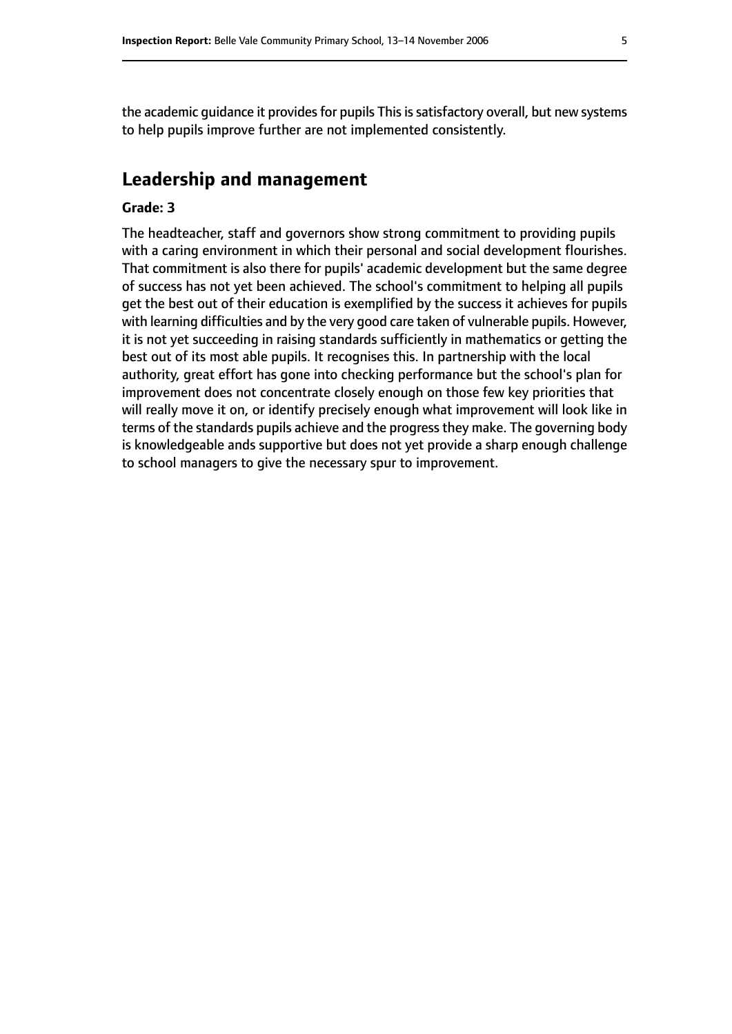the academic guidance it provides for pupils This is satisfactory overall, but new systems to help pupils improve further are not implemented consistently.

## Leadership and management

**Grade: 3**

The headteacher, staff and governors show strong commitment to providing pupils with a caring environment in which their personal and social development flourishes. That commitment is also there for pupils' academic development but the same degree of success has not yet been achieved. The school's commitment to helping all pupils get the best out of their education is exemplified by the success it achieves for pupils with learning difficulties and by the very good care taken of vulnerable pupils. However, it is not yet succeeding in raising standards sufficiently in mathematics or getting the best out of its most able pupils. It recognises this. In partnership with the local authority, great effort has gone into checking performance but the school's plan for improvement does not concentrate closely enough on those few key priorities that will really move it on, or identify precisely enough what improvement will look like in terms of the standards pupils achieve and the progress they make. The governing body is knowledgeable ands supportive but does not yet provide a sharp enough challenge to school managers to give the necessary spur to improvement.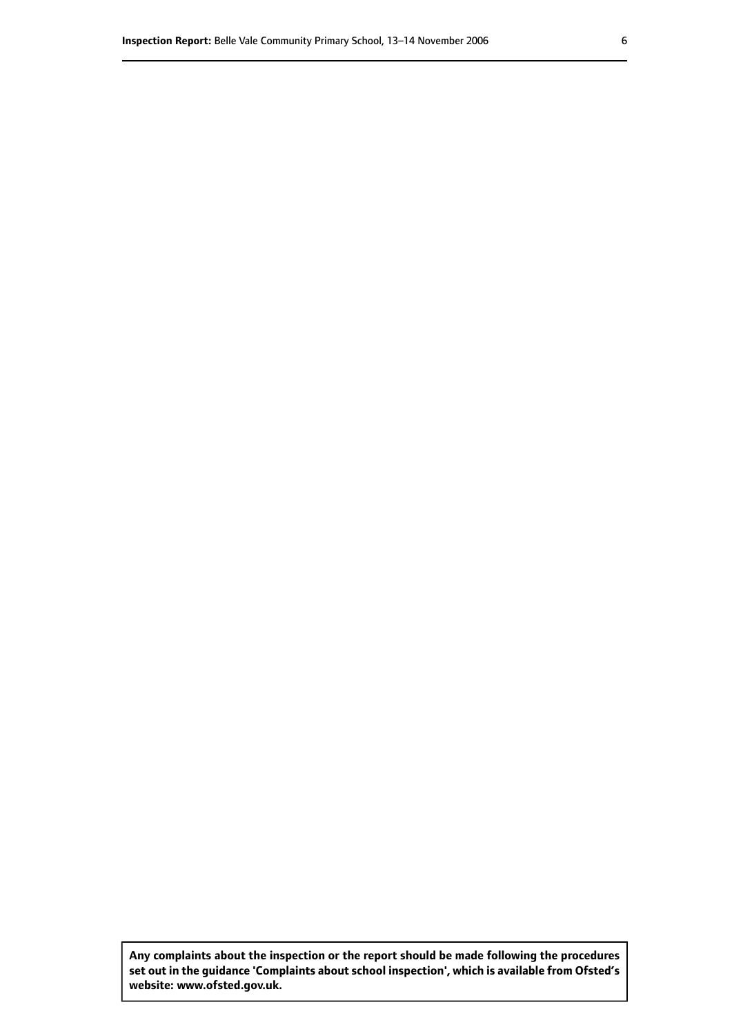**Any complaints about the inspection or the report should be made following the procedures set out in the guidance 'Complaints about school inspection', which is available from Ofsted's website: www.ofsted.gov.uk.**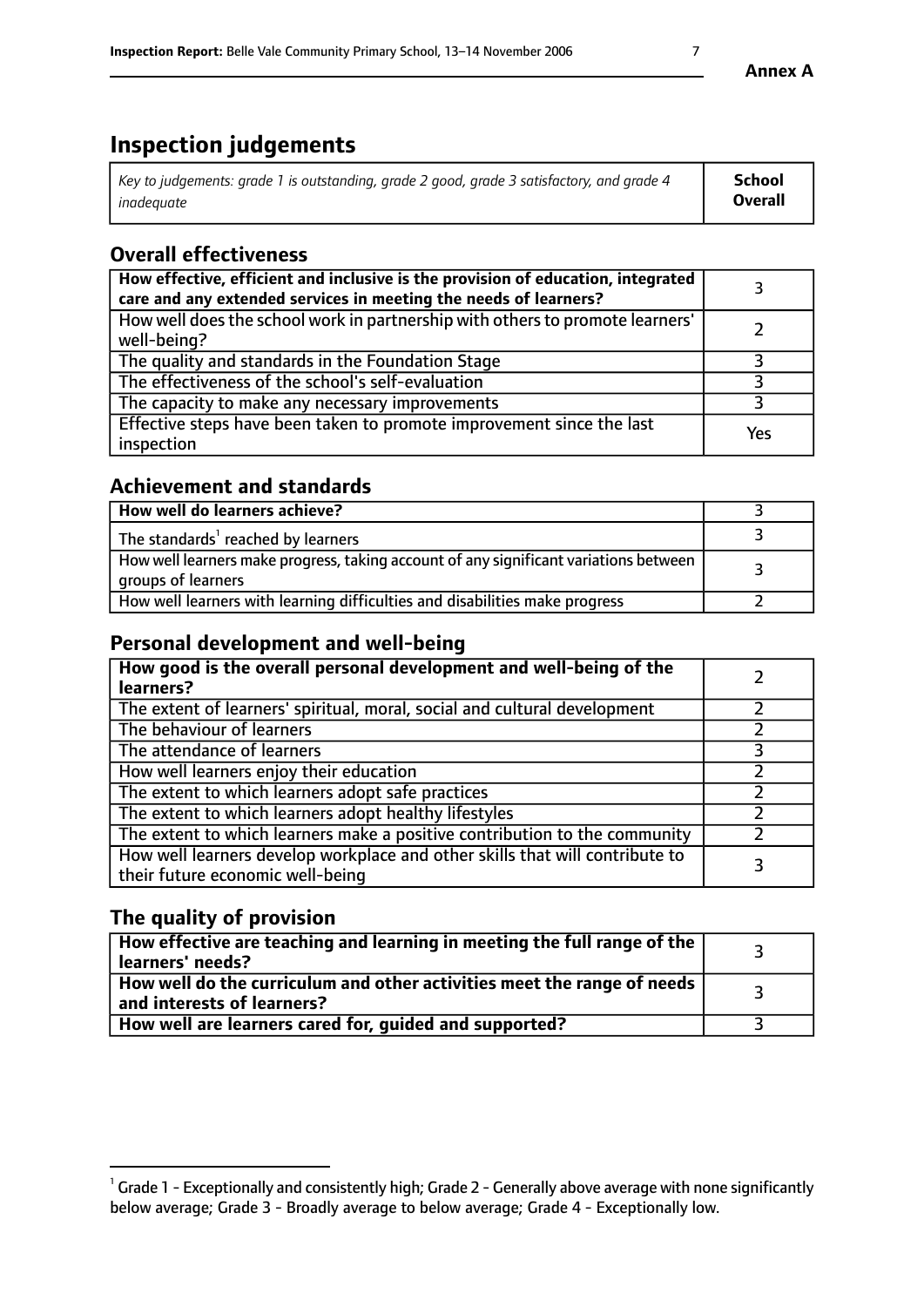# Inspection judgements

| *Key to judgements: grade 1 is outstanding, grade 2 good, grade 3 satisfactory, and grade 4 inadequate* | **School Overall** |
|---|---|

## Overall effectiveness

| | |
|---|---|
| **How effective, efficient and inclusive is the provision of education, integrated care and any extended services in meeting the needs of learners?** | 3 |
| How well does the school work in partnership with others to promote learners' well-being? | 2 |
| The quality and standards in the Foundation Stage | 3 |
| The effectiveness of the school's self-evaluation | 3 |
| The capacity to make any necessary improvements | 3 |
| Effective steps have been taken to promote improvement since the last inspection | Yes |

## Achievement and standards

| | |
|---|---|
| **How well do learners achieve?** | 3 |
| The standards[1] reached by learners | 3 |
| How well learners make progress, taking account of any significant variations between groups of learners | 3 |
| How well learners with learning difficulties and disabilities make progress | 2 |

## Personal development and well-being

| | |
|---|---|
| **How good is the overall personal development and well-being of the learners?** | 2 |
| The extent of learners' spiritual, moral, social and cultural development | 2 |
| The behaviour of learners | 2 |
| The attendance of learners | 3 |
| How well learners enjoy their education | 2 |
| The extent to which learners adopt safe practices | 2 |
| The extent to which learners adopt healthy lifestyles | 2 |
| The extent to which learners make a positive contribution to the community | 2 |
| How well learners develop workplace and other skills that will contribute to their future economic well-being | 3 |

## The quality of provision

| | |
|---|---|
| **How effective are teaching and learning in meeting the full range of the learners' needs?** | 3 |
| **How well do the curriculum and other activities meet the range of needs and interests of learners?** | 3 |
| **How well are learners cared for, guided and supported?** | 3 |

[1] Grade 1 - Exceptionally and consistently high; Grade 2 - Generally above average with none significantly below average; Grade 3 - Broadly average to below average; Grade 4 - Exceptionally low.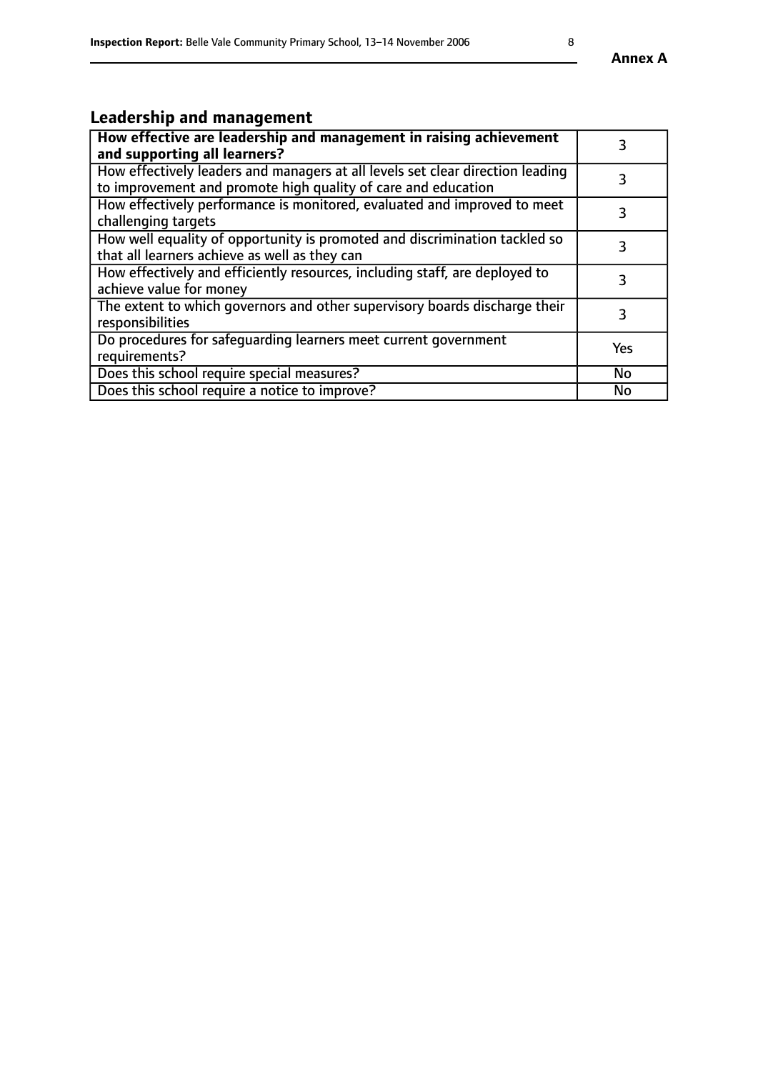## Leadership and management

| **How effective are leadership and management in raising achievement and supporting all learners?** | 3 |
|---|---|
| How effectively leaders and managers at all levels set clear direction leading to improvement and promote high quality of care and education | 3 |
| How effectively performance is monitored, evaluated and improved to meet challenging targets | 3 |
| How well equality of opportunity is promoted and discrimination tackled so that all learners achieve as well as they can | 3 |
| How effectively and efficiently resources, including staff, are deployed to achieve value for money | 3 |
| The extent to which governors and other supervisory boards discharge their responsibilities | 3 |
| Do procedures for safeguarding learners meet current government requirements? | Yes |
| Does this school require special measures? | No |
| Does this school require a notice to improve? | No |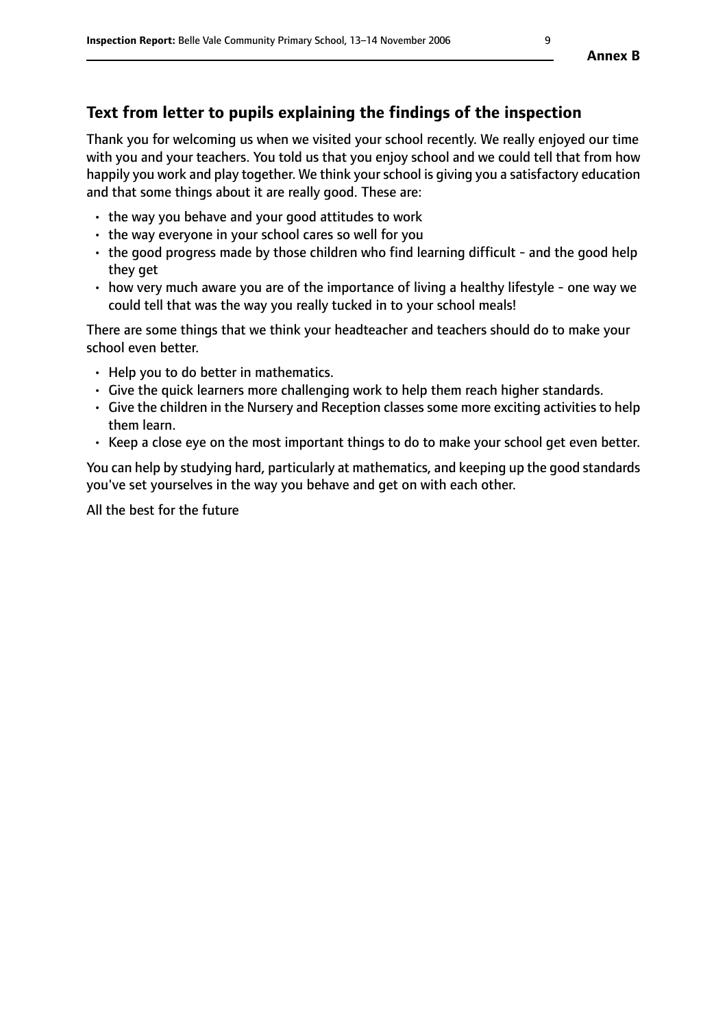## Text from letter to pupils explaining the findings of the inspection

Thank you for welcoming us when we visited your school recently. We really enjoyed our time with you and your teachers. You told us that you enjoy school and we could tell that from how happily you work and play together. We think your school is giving you a satisfactory education and that some things about it are really good. These are:

- the way you behave and your good attitudes to work
- the way everyone in your school cares so well for you
- the good progress made by those children who find learning difficult - and the good help they get
- how very much aware you are of the importance of living a healthy lifestyle - one way we could tell that was the way you really tucked in to your school meals!

There are some things that we think your headteacher and teachers should do to make your school even better.

- Help you to do better in mathematics.
- Give the quick learners more challenging work to help them reach higher standards.
- Give the children in the Nursery and Reception classes some more exciting activities to help them learn.
- Keep a close eye on the most important things to do to make your school get even better.

You can help by studying hard, particularly at mathematics, and keeping up the good standards you've set yourselves in the way you behave and get on with each other.

All the best for the future